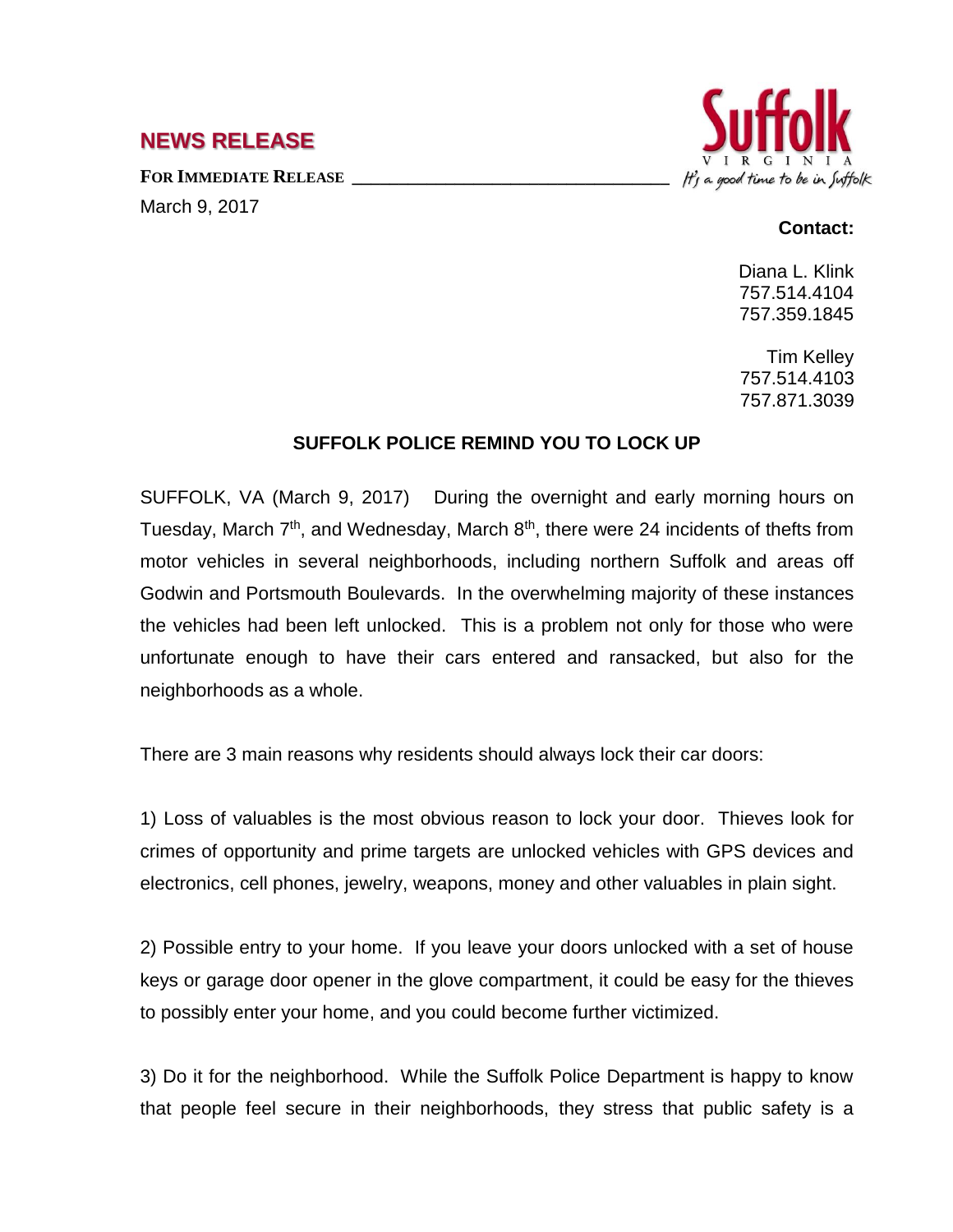## NEWS RELEASE

**FOR IMMEDIATE RELEASE**

March 9, 2017

**Contact:**

Diana L. Klink
757.514.4104
757.359.1845

Tim Kelley
757.514.4103
757.871.3039

### SUFFOLK POLICE REMIND YOU TO LOCK UP

SUFFOLK, VA (March 9, 2017) During the overnight and early morning hours on Tuesday, March 7th, and Wednesday, March 8th, there were 24 incidents of thefts from motor vehicles in several neighborhoods, including northern Suffolk and areas off Godwin and Portsmouth Boulevards. In the overwhelming majority of these instances the vehicles had been left unlocked. This is a problem not only for those who were unfortunate enough to have their cars entered and ransacked, but also for the neighborhoods as a whole.

There are 3 main reasons why residents should always lock their car doors:

1) Loss of valuables is the most obvious reason to lock your door. Thieves look for crimes of opportunity and prime targets are unlocked vehicles with GPS devices and electronics, cell phones, jewelry, weapons, money and other valuables in plain sight.

2) Possible entry to your home. If you leave your doors unlocked with a set of house keys or garage door opener in the glove compartment, it could be easy for the thieves to possibly enter your home, and you could become further victimized.

3) Do it for the neighborhood. While the Suffolk Police Department is happy to know that people feel secure in their neighborhoods, they stress that public safety is a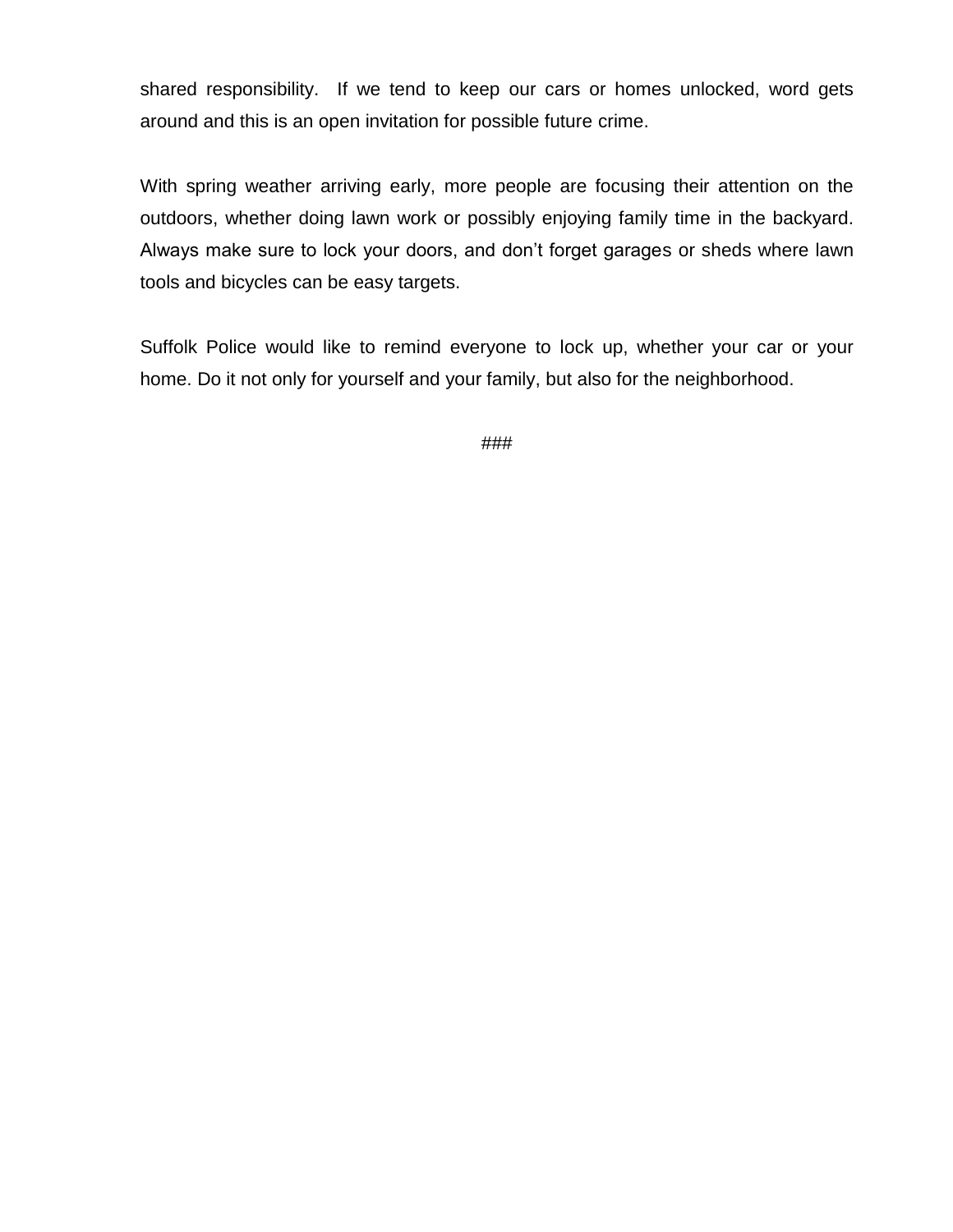shared responsibility. If we tend to keep our cars or homes unlocked, word gets around and this is an open invitation for possible future crime.

With spring weather arriving early, more people are focusing their attention on the outdoors, whether doing lawn work or possibly enjoying family time in the backyard. Always make sure to lock your doors, and don't forget garages or sheds where lawn tools and bicycles can be easy targets.

Suffolk Police would like to remind everyone to lock up, whether your car or your home. Do it not only for yourself and your family, but also for the neighborhood.

###